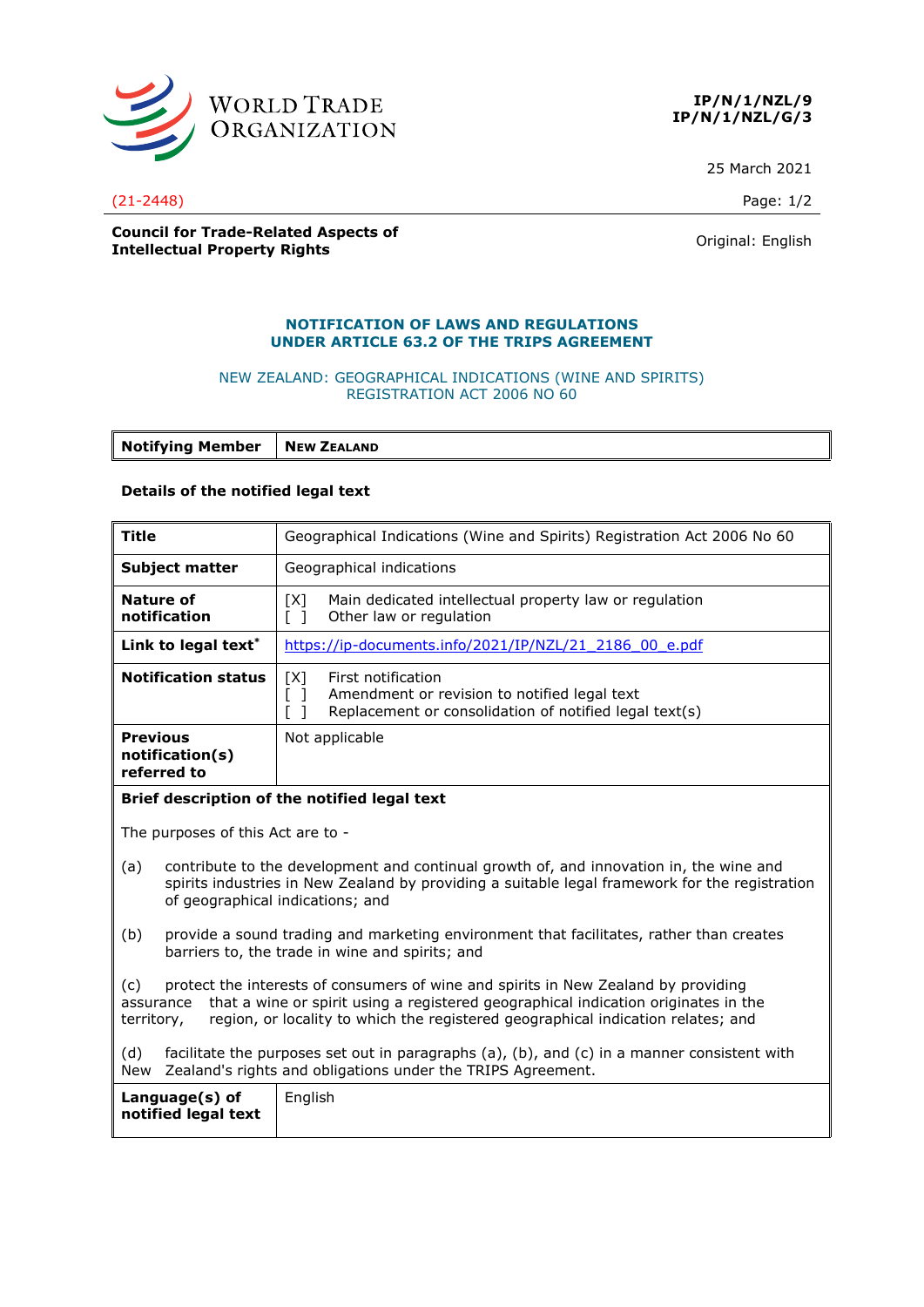**IP/N/1/NZL/9**
**IP/N/1/NZL/G/3**

25 March 2021

(21-2448)

**Council for Trade-Related Aspects of Intellectual Property Rights**

Original: English

## NOTIFICATION OF LAWS AND REGULATIONS UNDER ARTICLE 63.2 OF THE TRIPS AGREEMENT

NEW ZEALAND: GEOGRAPHICAL INDICATIONS (WINE AND SPIRITS) REGISTRATION ACT 2006 NO 60

| **Notifying Member** | **NEW ZEALAND** |
|---|---|

**Details of the notified legal text**

| | |
|---|---|
| **Title** | Geographical Indications (Wine and Spirits) Registration Act 2006 No 60 |
| **Subject matter** | Geographical indications |
| **Nature of notification** | [X] Main dedicated intellectual property law or regulation<br>[ ] Other law or regulation |
| **Link to legal text*** | https://ip-documents.info/2021/IP/NZL/21_2186_00_e.pdf |
| **Notification status** | [X] First notification<br>[ ] Amendment or revision to notified legal text<br>[ ] Replacement or consolidation of notified legal text(s) |
| **Previous notification(s) referred to** | Not applicable |

**Brief description of the notified legal text**

The purposes of this Act are to -

(a) contribute to the development and continual growth of, and innovation in, the wine and spirits industries in New Zealand by providing a suitable legal framework for the registration of geographical indications; and

(b) provide a sound trading and marketing environment that facilitates, rather than creates barriers to, the trade in wine and spirits; and

(c) protect the interests of consumers of wine and spirits in New Zealand by providing assurance that a wine or spirit using a registered geographical indication originates in the territory, region, or locality to which the registered geographical indication relates; and

(d) facilitate the purposes set out in paragraphs (a), (b), and (c) in a manner consistent with New Zealand's rights and obligations under the TRIPS Agreement.

| | |
|---|---|
| **Language(s) of notified legal text** | English |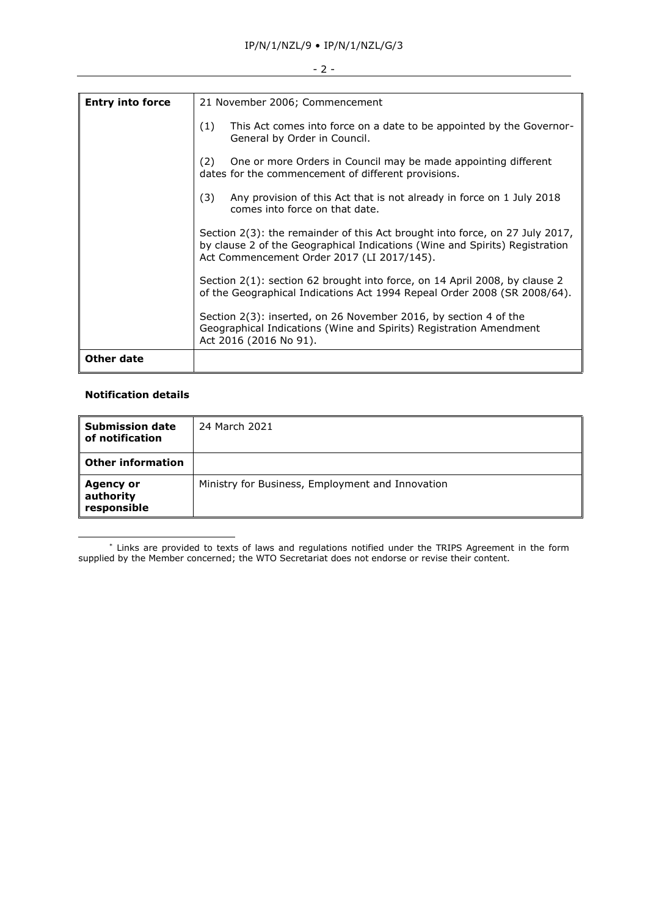| | |
|---|---|
| **Entry into force** | 21 November 2006; Commencement<br><br>(1) This Act comes into force on a date to be appointed by the Governor-General by Order in Council.<br><br>(2) One or more Orders in Council may be made appointing different dates for the commencement of different provisions.<br><br>(3) Any provision of this Act that is not already in force on 1 July 2018 comes into force on that date.<br><br>Section 2(3): the remainder of this Act brought into force, on 27 July 2017, by clause 2 of the Geographical Indications (Wine and Spirits) Registration Act Commencement Order 2017 (LI 2017/145).<br><br>Section 2(1): section 62 brought into force, on 14 April 2008, by clause 2 of the Geographical Indications Act 1994 Repeal Order 2008 (SR 2008/64).<br><br>Section 2(3): inserted, on 26 November 2016, by section 4 of the Geographical Indications (Wine and Spirits) Registration Amendment Act 2016 (2016 No 91). |
| **Other date** | |

**Notification details**

| | |
|---|---|
| **Submission date of notification** | 24 March 2021 |
| **Other information** | |
| **Agency or authority responsible** | Ministry for Business, Employment and Innovation |

[*] Links are provided to texts of laws and regulations notified under the TRIPS Agreement in the form supplied by the Member concerned; the WTO Secretariat does not endorse or revise their content.